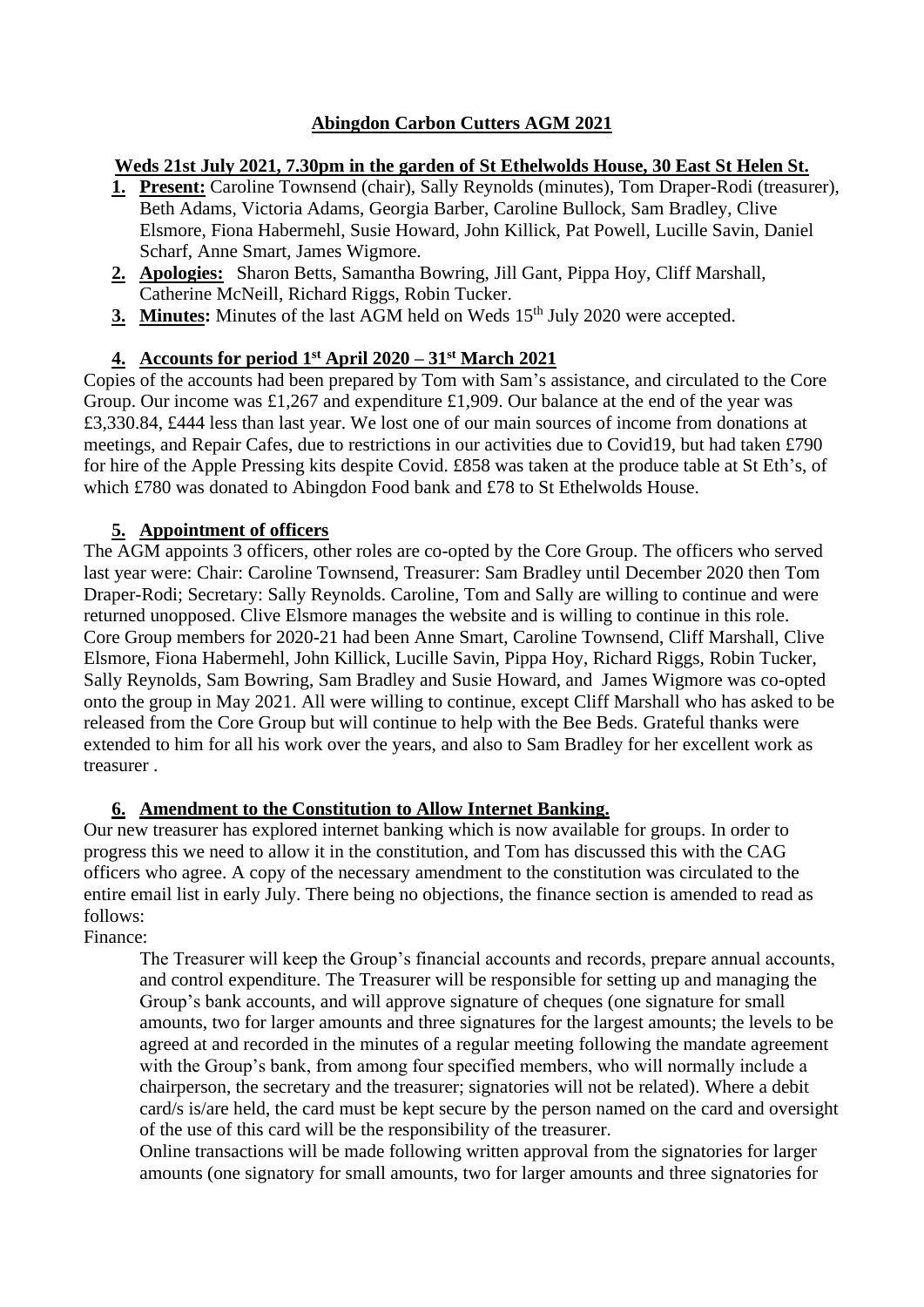# Abingdon Carbon Cutters AGM 2021

**Weds 21st July 2021, 7.30pm in the garden of St Ethelwolds House, 30 East St Helen St.**

1. **Present:** Caroline Townsend (chair), Sally Reynolds (minutes), Tom Draper-Rodi (treasurer), Beth Adams, Victoria Adams, Georgia Barber, Caroline Bullock, Sam Bradley, Clive Elsmore, Fiona Habermehl, Susie Howard, John Killick, Pat Powell, Lucille Savin, Daniel Scharf, Anne Smart, James Wigmore.
2. **Apologies:** Sharon Betts, Samantha Bowring, Jill Gant, Pippa Hoy, Cliff Marshall, Catherine McNeill, Richard Riggs, Robin Tucker.
3. **Minutes:** Minutes of the last AGM held on Weds 15th July 2020 were accepted.

## 4. Accounts for period 1st April 2020 – 31st March 2021

Copies of the accounts had been prepared by Tom with Sam's assistance, and circulated to the Core Group. Our income was £1,267 and expenditure £1,909. Our balance at the end of the year was £3,330.84, £444 less than last year. We lost one of our main sources of income from donations at meetings, and Repair Cafes, due to restrictions in our activities due to Covid19, but had taken £790 for hire of the Apple Pressing kits despite Covid. £858 was taken at the produce table at St Eth's, of which £780 was donated to Abingdon Food bank and £78 to St Ethelwolds House.

## 5. Appointment of officers

The AGM appoints 3 officers, other roles are co-opted by the Core Group. The officers who served last year were: Chair: Caroline Townsend, Treasurer: Sam Bradley until December 2020 then Tom Draper-Rodi; Secretary: Sally Reynolds. Caroline, Tom and Sally are willing to continue and were returned unopposed. Clive Elsmore manages the website and is willing to continue in this role. Core Group members for 2020-21 had been Anne Smart, Caroline Townsend, Cliff Marshall, Clive Elsmore, Fiona Habermehl, John Killick, Lucille Savin, Pippa Hoy, Richard Riggs, Robin Tucker, Sally Reynolds, Sam Bowring, Sam Bradley and Susie Howard, and James Wigmore was co-opted onto the group in May 2021. All were willing to continue, except Cliff Marshall who has asked to be released from the Core Group but will continue to help with the Bee Beds. Grateful thanks were extended to him for all his work over the years, and also to Sam Bradley for her excellent work as treasurer .

## 6. Amendment to the Constitution to Allow Internet Banking.

Our new treasurer has explored internet banking which is now available for groups. In order to progress this we need to allow it in the constitution, and Tom has discussed this with the CAG officers who agree. A copy of the necessary amendment to the constitution was circulated to the entire email list in early July. There being no objections, the finance section is amended to read as follows:

Finance:

> The Treasurer will keep the Group's financial accounts and records, prepare annual accounts, and control expenditure. The Treasurer will be responsible for setting up and managing the Group's bank accounts, and will approve signature of cheques (one signature for small amounts, two for larger amounts and three signatures for the largest amounts; the levels to be agreed at and recorded in the minutes of a regular meeting following the mandate agreement with the Group's bank, from among four specified members, who will normally include a chairperson, the secretary and the treasurer; signatories will not be related). Where a debit card/s is/are held, the card must be kept secure by the person named on the card and oversight of the use of this card will be the responsibility of the treasurer.
>
> Online transactions will be made following written approval from the signatories for larger amounts (one signatory for small amounts, two for larger amounts and three signatories for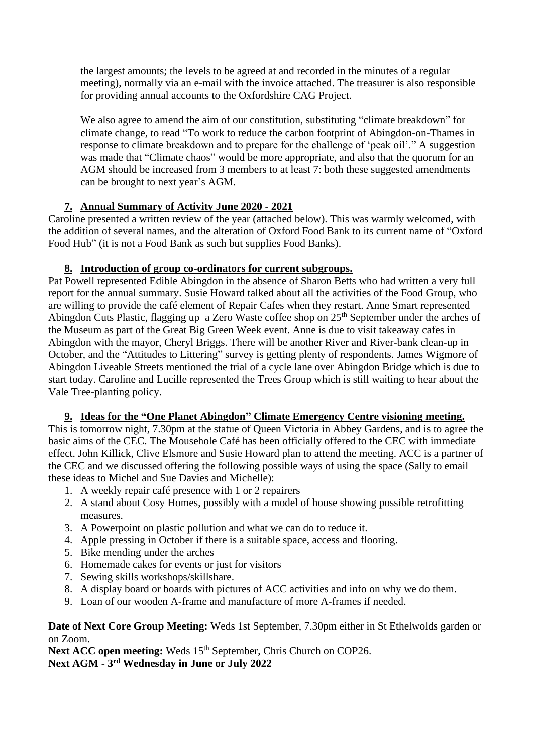the largest amounts; the levels to be agreed at and recorded in the minutes of a regular meeting), normally via an e-mail with the invoice attached. The treasurer is also responsible for providing annual accounts to the Oxfordshire CAG Project.

We also agree to amend the aim of our constitution, substituting "climate breakdown" for climate change, to read "To work to reduce the carbon footprint of Abingdon-on-Thames in response to climate breakdown and to prepare for the challenge of 'peak oil'." A suggestion was made that "Climate chaos" would be more appropriate, and also that the quorum for an AGM should be increased from 3 members to at least 7: both these suggested amendments can be brought to next year's AGM.

## 7. Annual Summary of Activity June 2020 - 2021

Caroline presented a written review of the year (attached below). This was warmly welcomed, with the addition of several names, and the alteration of Oxford Food Bank to its current name of "Oxford Food Hub" (it is not a Food Bank as such but supplies Food Banks).

## 8. Introduction of group co-ordinators for current subgroups.

Pat Powell represented Edible Abingdon in the absence of Sharon Betts who had written a very full report for the annual summary. Susie Howard talked about all the activities of the Food Group, who are willing to provide the café element of Repair Cafes when they restart. Anne Smart represented Abingdon Cuts Plastic, flagging up a Zero Waste coffee shop on 25th September under the arches of the Museum as part of the Great Big Green Week event. Anne is due to visit takeaway cafes in Abingdon with the mayor, Cheryl Briggs. There will be another River and River-bank clean-up in October, and the "Attitudes to Littering" survey is getting plenty of respondents. James Wigmore of Abingdon Liveable Streets mentioned the trial of a cycle lane over Abingdon Bridge which is due to start today. Caroline and Lucille represented the Trees Group which is still waiting to hear about the Vale Tree-planting policy.

## 9. Ideas for the "One Planet Abingdon" Climate Emergency Centre visioning meeting.

This is tomorrow night, 7.30pm at the statue of Queen Victoria in Abbey Gardens, and is to agree the basic aims of the CEC. The Mousehole Café has been officially offered to the CEC with immediate effect. John Killick, Clive Elsmore and Susie Howard plan to attend the meeting. ACC is a partner of the CEC and we discussed offering the following possible ways of using the space (Sally to email these ideas to Michel and Sue Davies and Michelle):

1. A weekly repair café presence with 1 or 2 repairers
2. A stand about Cosy Homes, possibly with a model of house showing possible retrofitting measures.
3. A Powerpoint on plastic pollution and what we can do to reduce it.
4. Apple pressing in October if there is a suitable space, access and flooring.
5. Bike mending under the arches
6. Homemade cakes for events or just for visitors
7. Sewing skills workshops/skillshare.
8. A display board or boards with pictures of ACC activities and info on why we do them.
9. Loan of our wooden A-frame and manufacture of more A-frames if needed.

**Date of Next Core Group Meeting:** Weds 1st September, 7.30pm either in St Ethelwolds garden or on Zoom.

**Next ACC open meeting:** Weds 15th September, Chris Church on COP26.

**Next AGM - 3rd Wednesday in June or July 2022**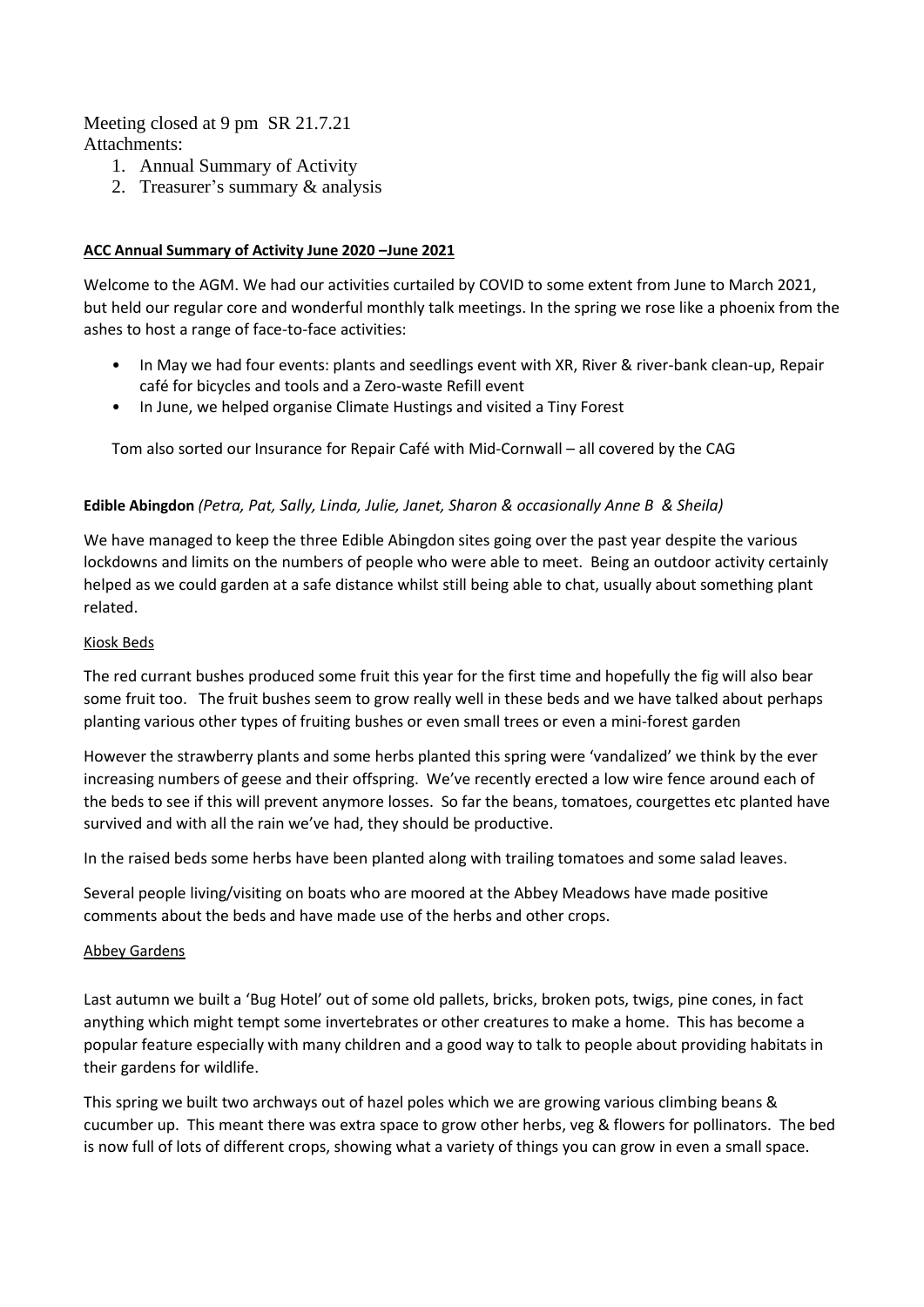Meeting closed at 9 pm SR 21.7.21
Attachments:

1. Annual Summary of Activity
2. Treasurer's summary & analysis

**ACC Annual Summary of Activity June 2020 –June 2021**

Welcome to the AGM. We had our activities curtailed by COVID to some extent from June to March 2021, but held our regular core and wonderful monthly talk meetings. In the spring we rose like a phoenix from the ashes to host a range of face-to-face activities:

- In May we had four events: plants and seedlings event with XR, River & river-bank clean-up, Repair café for bicycles and tools and a Zero-waste Refill event
- In June, we helped organise Climate Hustings and visited a Tiny Forest

Tom also sorted our Insurance for Repair Café with Mid-Cornwall – all covered by the CAG

**Edible Abingdon** *(Petra, Pat, Sally, Linda, Julie, Janet, Sharon & occasionally Anne B & Sheila)*

We have managed to keep the three Edible Abingdon sites going over the past year despite the various lockdowns and limits on the numbers of people who were able to meet. Being an outdoor activity certainly helped as we could garden at a safe distance whilst still being able to chat, usually about something plant related.

Kiosk Beds

The red currant bushes produced some fruit this year for the first time and hopefully the fig will also bear some fruit too. The fruit bushes seem to grow really well in these beds and we have talked about perhaps planting various other types of fruiting bushes or even small trees or even a mini-forest garden

However the strawberry plants and some herbs planted this spring were 'vandalized' we think by the ever increasing numbers of geese and their offspring. We've recently erected a low wire fence around each of the beds to see if this will prevent anymore losses. So far the beans, tomatoes, courgettes etc planted have survived and with all the rain we've had, they should be productive.

In the raised beds some herbs have been planted along with trailing tomatoes and some salad leaves.

Several people living/visiting on boats who are moored at the Abbey Meadows have made positive comments about the beds and have made use of the herbs and other crops.

Abbey Gardens

Last autumn we built a 'Bug Hotel' out of some old pallets, bricks, broken pots, twigs, pine cones, in fact anything which might tempt some invertebrates or other creatures to make a home. This has become a popular feature especially with many children and a good way to talk to people about providing habitats in their gardens for wildlife.

This spring we built two archways out of hazel poles which we are growing various climbing beans & cucumber up. This meant there was extra space to grow other herbs, veg & flowers for pollinators. The bed is now full of lots of different crops, showing what a variety of things you can grow in even a small space.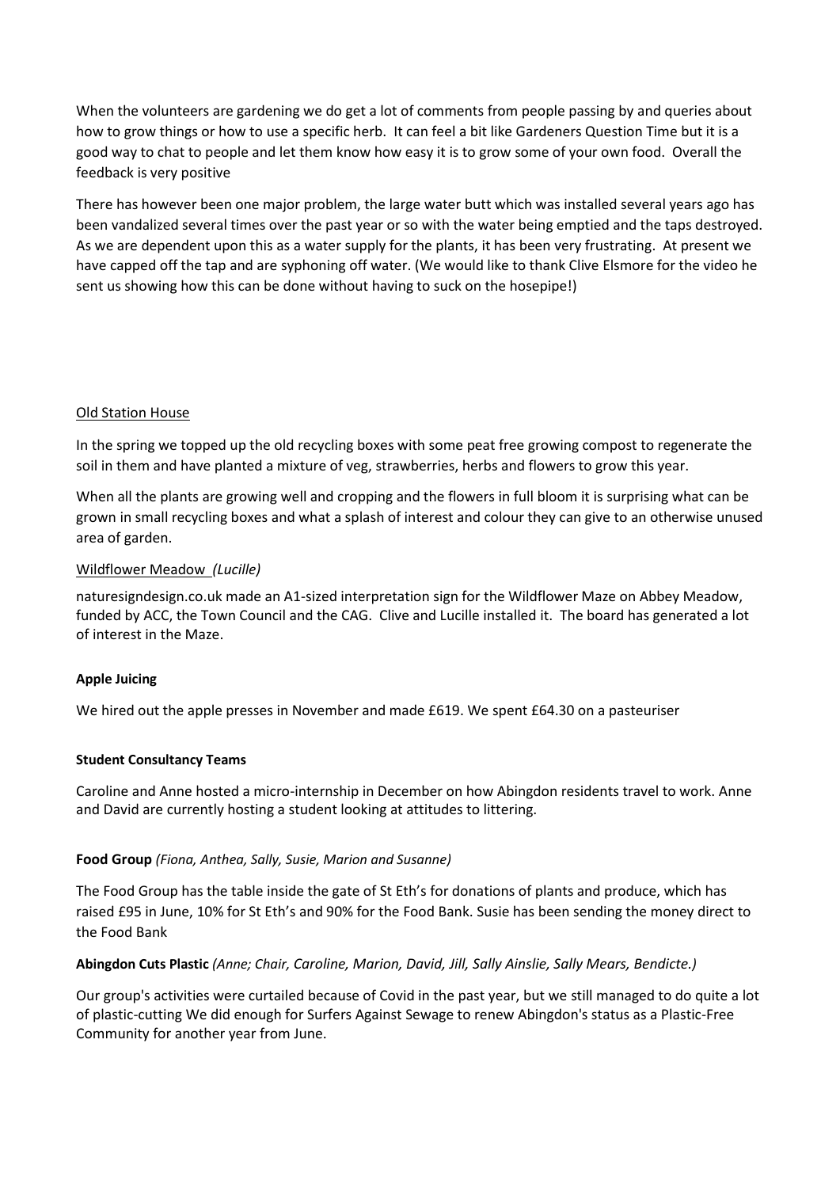When the volunteers are gardening we do get a lot of comments from people passing by and queries about how to grow things or how to use a specific herb. It can feel a bit like Gardeners Question Time but it is a good way to chat to people and let them know how easy it is to grow some of your own food. Overall the feedback is very positive

There has however been one major problem, the large water butt which was installed several years ago has been vandalized several times over the past year or so with the water being emptied and the taps destroyed. As we are dependent upon this as a water supply for the plants, it has been very frustrating. At present we have capped off the tap and are syphoning off water. (We would like to thank Clive Elsmore for the video he sent us showing how this can be done without having to suck on the hosepipe!)

<u>Old Station House</u>

In the spring we topped up the old recycling boxes with some peat free growing compost to regenerate the soil in them and have planted a mixture of veg, strawberries, herbs and flowers to grow this year.

When all the plants are growing well and cropping and the flowers in full bloom it is surprising what can be grown in small recycling boxes and what a splash of interest and colour they can give to an otherwise unused area of garden.

<u>Wildflower Meadow</u> *(Lucille)*

naturesigndesign.co.uk made an A1-sized interpretation sign for the Wildflower Maze on Abbey Meadow, funded by ACC, the Town Council and the CAG. Clive and Lucille installed it. The board has generated a lot of interest in the Maze.

**Apple Juicing**

We hired out the apple presses in November and made £619. We spent £64.30 on a pasteuriser

**Student Consultancy Teams**

Caroline and Anne hosted a micro-internship in December on how Abingdon residents travel to work. Anne and David are currently hosting a student looking at attitudes to littering.

**Food Group** *(Fiona, Anthea, Sally, Susie, Marion and Susanne)*

The Food Group has the table inside the gate of St Eth's for donations of plants and produce, which has raised £95 in June, 10% for St Eth's and 90% for the Food Bank. Susie has been sending the money direct to the Food Bank

**Abingdon Cuts Plastic** *(Anne; Chair, Caroline, Marion, David, Jill, Sally Ainslie, Sally Mears, Bendicte.)*

Our group's activities were curtailed because of Covid in the past year, but we still managed to do quite a lot of plastic-cutting We did enough for Surfers Against Sewage to renew Abingdon's status as a Plastic-Free Community for another year from June.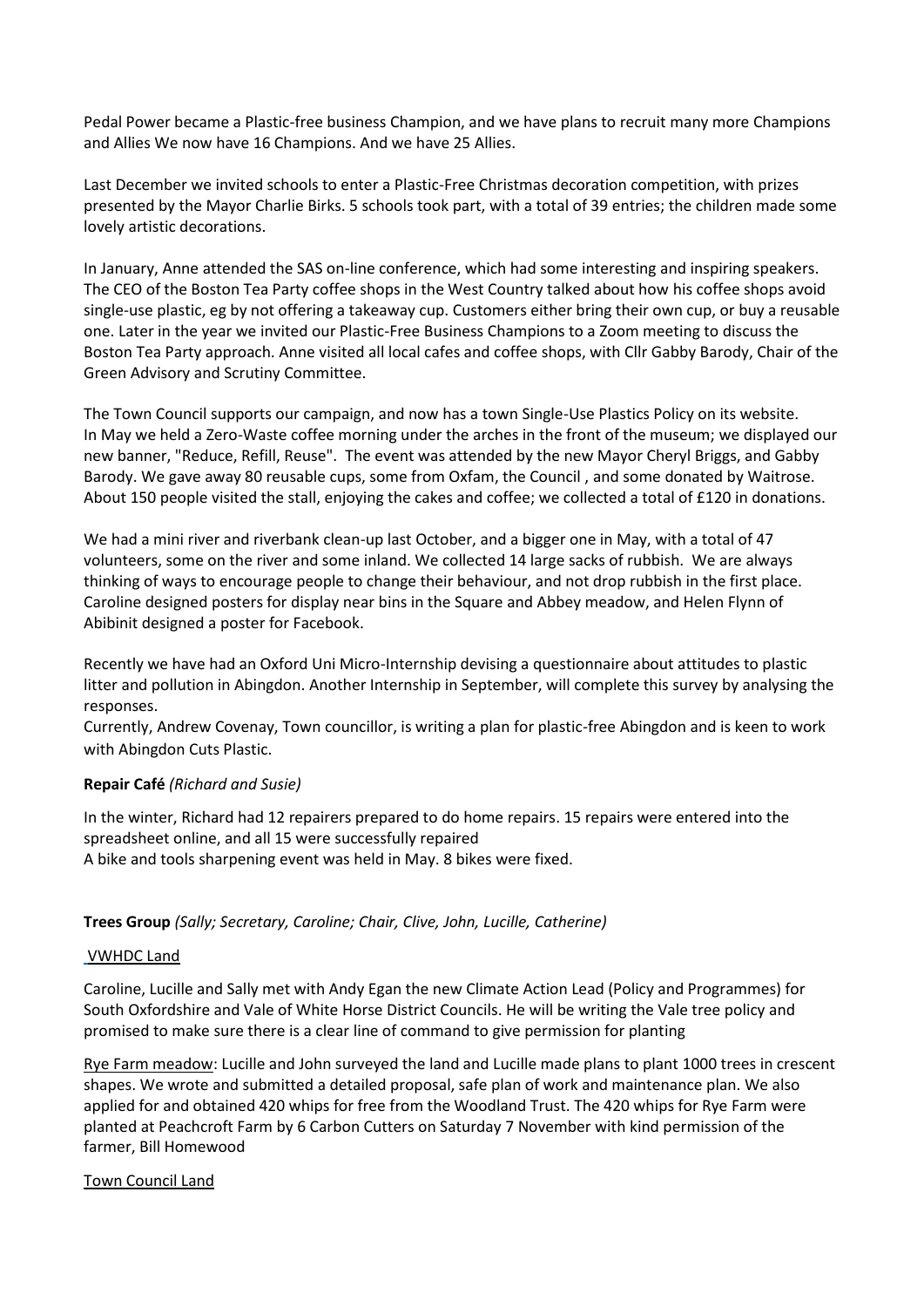Pedal Power became a Plastic-free business Champion, and we have plans to recruit many more Champions and Allies We now have 16 Champions. And we have 25 Allies.

Last December we invited schools to enter a Plastic-Free Christmas decoration competition, with prizes presented by the Mayor Charlie Birks. 5 schools took part, with a total of 39 entries; the children made some lovely artistic decorations.

In January, Anne attended the SAS on-line conference, which had some interesting and inspiring speakers. The CEO of the Boston Tea Party coffee shops in the West Country talked about how his coffee shops avoid single-use plastic, eg by not offering a takeaway cup. Customers either bring their own cup, or buy a reusable one. Later in the year we invited our Plastic-Free Business Champions to a Zoom meeting to discuss the Boston Tea Party approach. Anne visited all local cafes and coffee shops, with Cllr Gabby Barody, Chair of the Green Advisory and Scrutiny Committee.

The Town Council supports our campaign, and now has a town Single-Use Plastics Policy on its website. In May we held a Zero-Waste coffee morning under the arches in the front of the museum; we displayed our new banner, "Reduce, Refill, Reuse". The event was attended by the new Mayor Cheryl Briggs, and Gabby Barody. We gave away 80 reusable cups, some from Oxfam, the Council , and some donated by Waitrose. About 150 people visited the stall, enjoying the cakes and coffee; we collected a total of £120 in donations.

We had a mini river and riverbank clean-up last October, and a bigger one in May, with a total of 47 volunteers, some on the river and some inland. We collected 14 large sacks of rubbish. We are always thinking of ways to encourage people to change their behaviour, and not drop rubbish in the first place. Caroline designed posters for display near bins in the Square and Abbey meadow, and Helen Flynn of Abibinit designed a poster for Facebook.

Recently we have had an Oxford Uni Micro-Internship devising a questionnaire about attitudes to plastic litter and pollution in Abingdon. Another Internship in September, will complete this survey by analysing the responses.
Currently, Andrew Covenay, Town councillor, is writing a plan for plastic-free Abingdon and is keen to work with Abingdon Cuts Plastic.

**Repair Café** *(Richard and Susie)*

In the winter, Richard had 12 repairers prepared to do home repairs. 15 repairs were entered into the spreadsheet online, and all 15 were successfully repaired
A bike and tools sharpening event was held in May. 8 bikes were fixed.

**Trees Group** *(Sally; Secretary, Caroline; Chair, Clive, John, Lucille, Catherine)*

<u>VWHDC Land</u>

Caroline, Lucille and Sally met with Andy Egan the new Climate Action Lead (Policy and Programmes) for South Oxfordshire and Vale of White Horse District Councils. He will be writing the Vale tree policy and promised to make sure there is a clear line of command to give permission for planting

<u>Rye Farm meadow</u>: Lucille and John surveyed the land and Lucille made plans to plant 1000 trees in crescent shapes. We wrote and submitted a detailed proposal, safe plan of work and maintenance plan. We also applied for and obtained 420 whips for free from the Woodland Trust. The 420 whips for Rye Farm were planted at Peachcroft Farm by 6 Carbon Cutters on Saturday 7 November with kind permission of the farmer, Bill Homewood

<u>Town Council Land</u>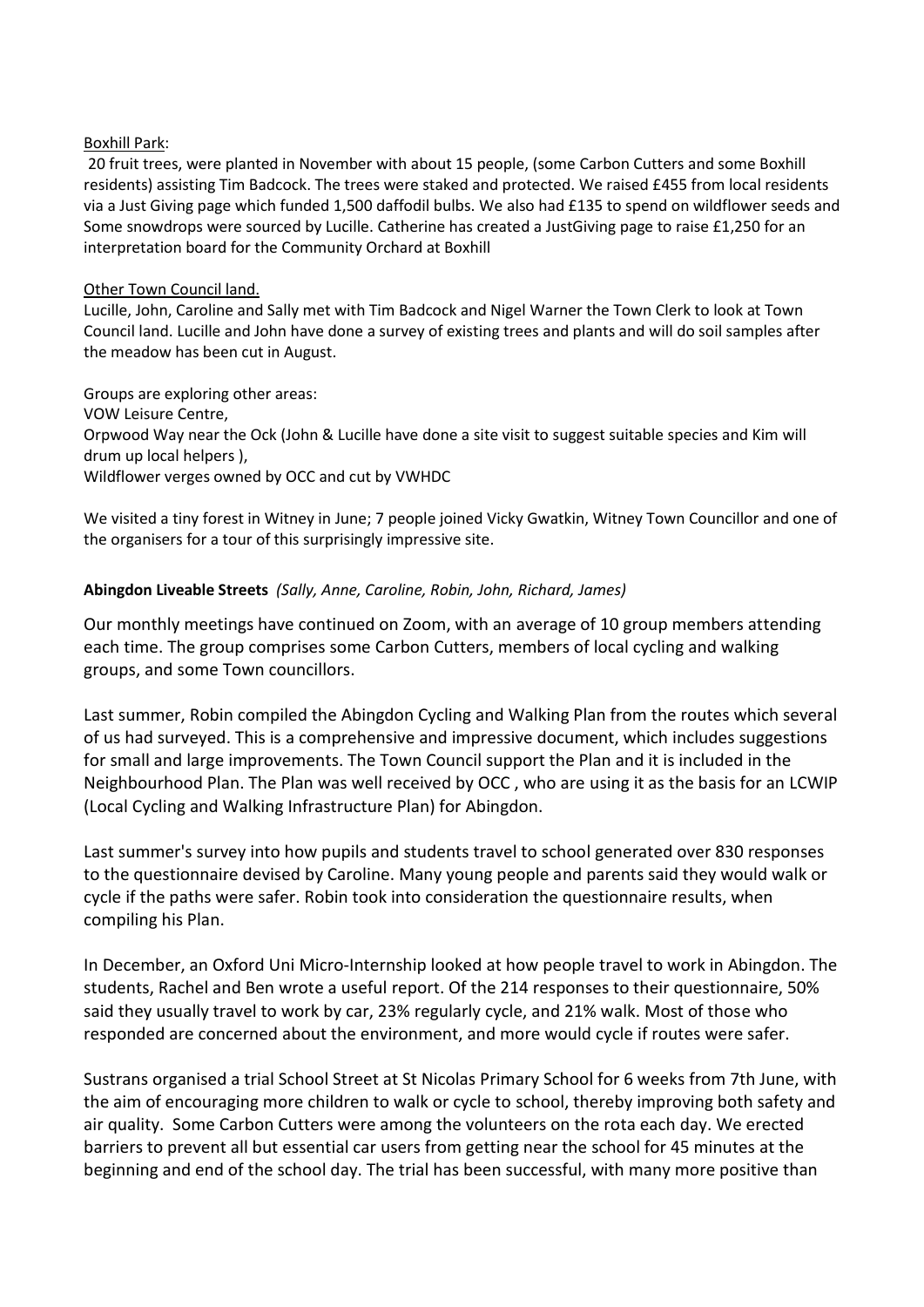Boxhill Park:

20 fruit trees, were planted in November with about 15 people, (some Carbon Cutters and some Boxhill residents) assisting Tim Badcock. The trees were staked and protected. We raised £455 from local residents via a Just Giving page which funded 1,500 daffodil bulbs. We also had £135 to spend on wildflower seeds and Some snowdrops were sourced by Lucille. Catherine has created a JustGiving page to raise £1,250 for an interpretation board for the Community Orchard at Boxhill

Other Town Council land.

Lucille, John, Caroline and Sally met with Tim Badcock and Nigel Warner the Town Clerk to look at Town Council land. Lucille and John have done a survey of existing trees and plants and will do soil samples after the meadow has been cut in August.

Groups are exploring other areas:
VOW Leisure Centre,
Orpwood Way near the Ock (John & Lucille have done a site visit to suggest suitable species and Kim will drum up local helpers ),
Wildflower verges owned by OCC and cut by VWHDC

We visited a tiny forest in Witney in June; 7 people joined Vicky Gwatkin, Witney Town Councillor and one of the organisers for a tour of this surprisingly impressive site.

**Abingdon Liveable Streets** *(Sally, Anne, Caroline, Robin, John, Richard, James)*

Our monthly meetings have continued on Zoom, with an average of 10 group members attending each time. The group comprises some Carbon Cutters, members of local cycling and walking groups, and some Town councillors.

Last summer, Robin compiled the Abingdon Cycling and Walking Plan from the routes which several of us had surveyed. This is a comprehensive and impressive document, which includes suggestions for small and large improvements. The Town Council support the Plan and it is included in the Neighbourhood Plan. The Plan was well received by OCC , who are using it as the basis for an LCWIP (Local Cycling and Walking Infrastructure Plan) for Abingdon.

Last summer's survey into how pupils and students travel to school generated over 830 responses to the questionnaire devised by Caroline. Many young people and parents said they would walk or cycle if the paths were safer. Robin took into consideration the questionnaire results, when compiling his Plan.

In December, an Oxford Uni Micro-Internship looked at how people travel to work in Abingdon. The students, Rachel and Ben wrote a useful report. Of the 214 responses to their questionnaire, 50% said they usually travel to work by car, 23% regularly cycle, and 21% walk. Most of those who responded are concerned about the environment, and more would cycle if routes were safer.

Sustrans organised a trial School Street at St Nicolas Primary School for 6 weeks from 7th June, with the aim of encouraging more children to walk or cycle to school, thereby improving both safety and air quality. Some Carbon Cutters were among the volunteers on the rota each day. We erected barriers to prevent all but essential car users from getting near the school for 45 minutes at the beginning and end of the school day. The trial has been successful, with many more positive than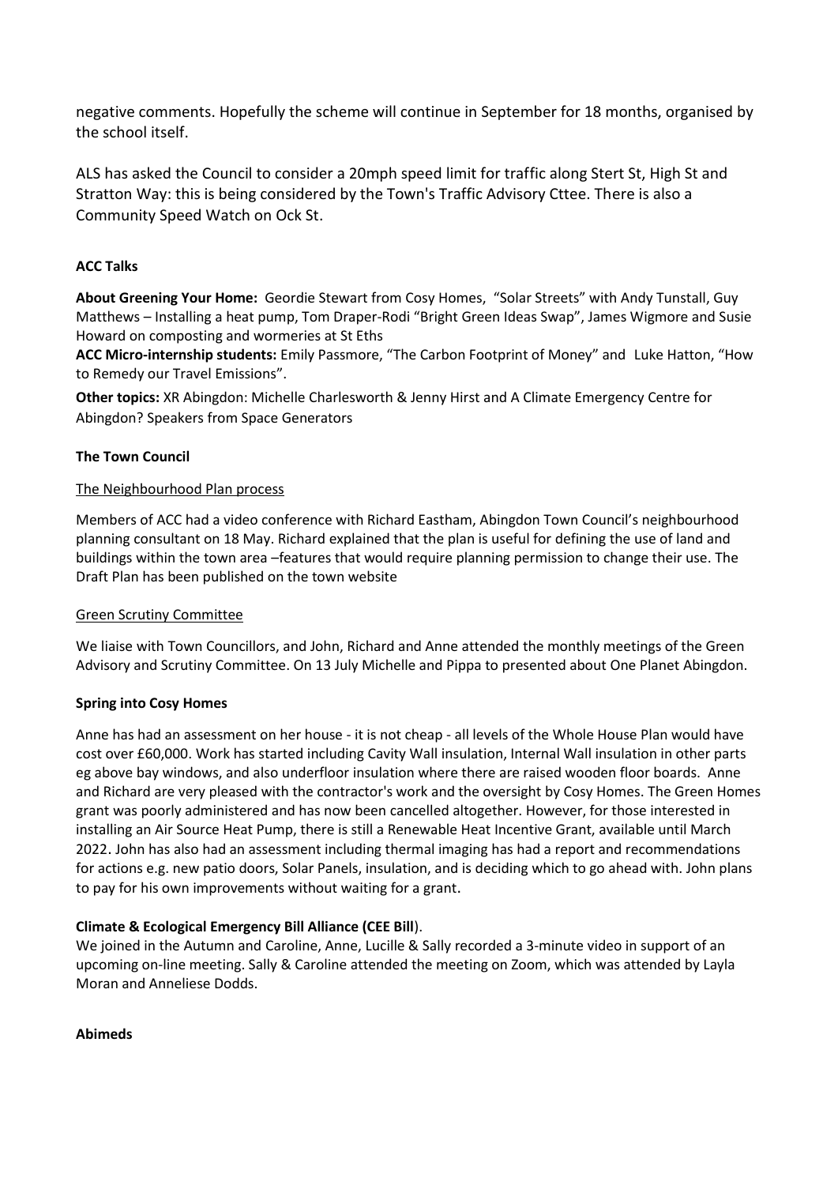negative comments. Hopefully the scheme will continue in September for 18 months, organised by the school itself.

ALS has asked the Council to consider a 20mph speed limit for traffic along Stert St, High St and Stratton Way: this is being considered by the Town's Traffic Advisory Cttee. There is also a Community Speed Watch on Ock St.

**ACC Talks**

**About Greening Your Home:** Geordie Stewart from Cosy Homes, "Solar Streets" with Andy Tunstall, Guy Matthews – Installing a heat pump, Tom Draper-Rodi "Bright Green Ideas Swap", James Wigmore and Susie Howard on composting and wormeries at St Eths

**ACC Micro-internship students:** Emily Passmore, "The Carbon Footprint of Money" and Luke Hatton, "How to Remedy our Travel Emissions".

**Other topics:** XR Abingdon: Michelle Charlesworth & Jenny Hirst and A Climate Emergency Centre for Abingdon? Speakers from Space Generators

**The Town Council**

The Neighbourhood Plan process

Members of ACC had a video conference with Richard Eastham, Abingdon Town Council's neighbourhood planning consultant on 18 May. Richard explained that the plan is useful for defining the use of land and buildings within the town area –features that would require planning permission to change their use. The Draft Plan has been published on the town website

Green Scrutiny Committee

We liaise with Town Councillors, and John, Richard and Anne attended the monthly meetings of the Green Advisory and Scrutiny Committee. On 13 July Michelle and Pippa to presented about One Planet Abingdon.

**Spring into Cosy Homes**

Anne has had an assessment on her house - it is not cheap - all levels of the Whole House Plan would have cost over £60,000. Work has started including Cavity Wall insulation, Internal Wall insulation in other parts eg above bay windows, and also underfloor insulation where there are raised wooden floor boards. Anne and Richard are very pleased with the contractor's work and the oversight by Cosy Homes. The Green Homes grant was poorly administered and has now been cancelled altogether. However, for those interested in installing an Air Source Heat Pump, there is still a Renewable Heat Incentive Grant, available until March 2022. John has also had an assessment including thermal imaging has had a report and recommendations for actions e.g. new patio doors, Solar Panels, insulation, and is deciding which to go ahead with. John plans to pay for his own improvements without waiting for a grant.

**Climate & Ecological Emergency Bill Alliance (CEE Bill**).

We joined in the Autumn and Caroline, Anne, Lucille & Sally recorded a 3-minute video in support of an upcoming on-line meeting. Sally & Caroline attended the meeting on Zoom, which was attended by Layla Moran and Anneliese Dodds.

**Abimeds**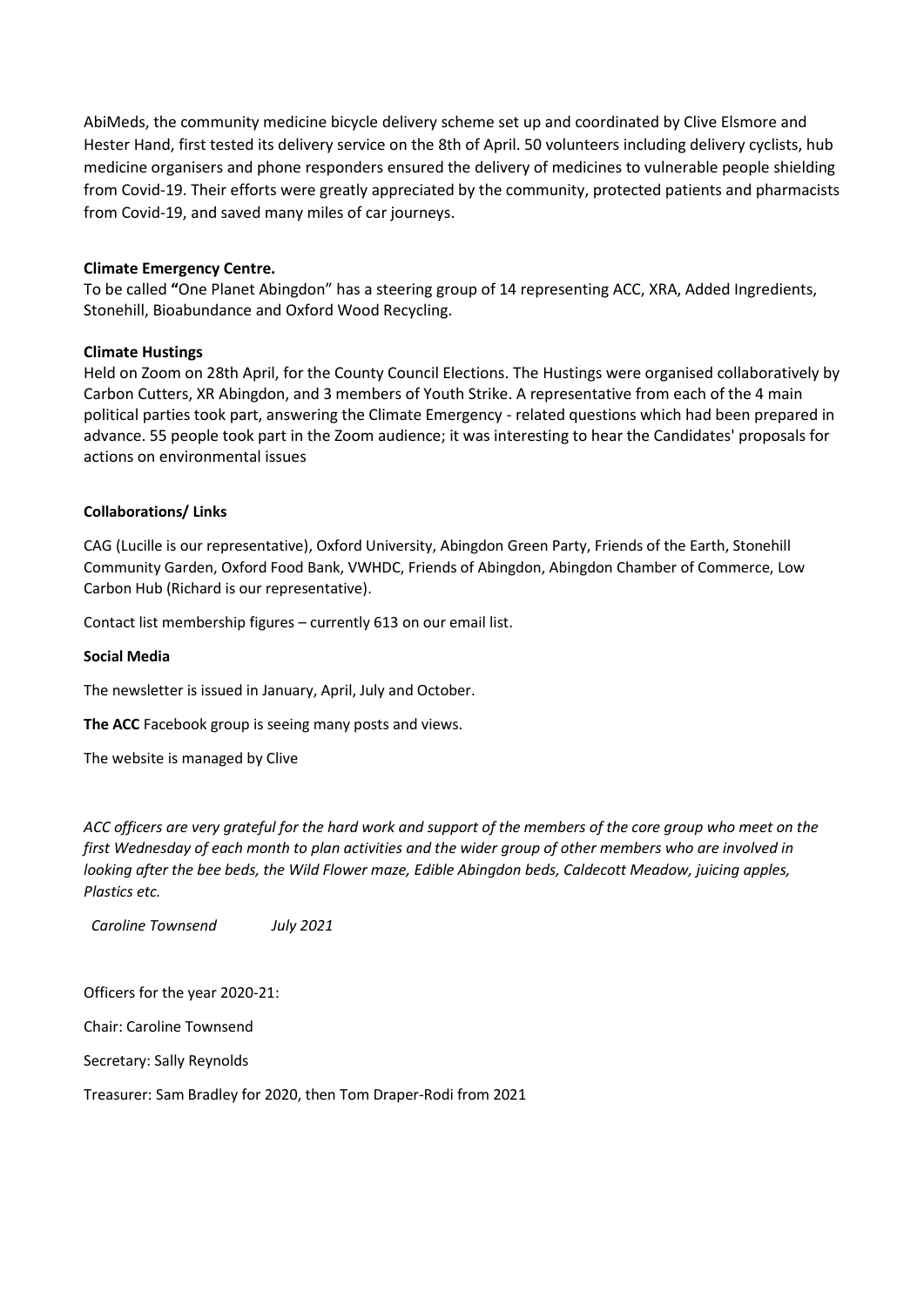AbiMeds, the community medicine bicycle delivery scheme set up and coordinated by Clive Elsmore and Hester Hand, first tested its delivery service on the 8th of April. 50 volunteers including delivery cyclists, hub medicine organisers and phone responders ensured the delivery of medicines to vulnerable people shielding from Covid-19. Their efforts were greatly appreciated by the community, protected patients and pharmacists from Covid-19, and saved many miles of car journeys.

**Climate Emergency Centre.**
To be called **"**One Planet Abingdon" has a steering group of 14 representing ACC, XRA, Added Ingredients, Stonehill, Bioabundance and Oxford Wood Recycling.

**Climate Hustings**
Held on Zoom on 28th April, for the County Council Elections. The Hustings were organised collaboratively by Carbon Cutters, XR Abingdon, and 3 members of Youth Strike. A representative from each of the 4 main political parties took part, answering the Climate Emergency - related questions which had been prepared in advance. 55 people took part in the Zoom audience; it was interesting to hear the Candidates' proposals for actions on environmental issues

**Collaborations/ Links**

CAG (Lucille is our representative), Oxford University, Abingdon Green Party, Friends of the Earth, Stonehill Community Garden, Oxford Food Bank, VWHDC, Friends of Abingdon, Abingdon Chamber of Commerce, Low Carbon Hub (Richard is our representative).

Contact list membership figures – currently 613 on our email list.

**Social Media**

The newsletter is issued in January, April, July and October.

**The ACC** Facebook group is seeing many posts and views.

The website is managed by Clive

*ACC officers are very grateful for the hard work and support of the members of the core group who meet on the first Wednesday of each month to plan activities and the wider group of other members who are involved in looking after the bee beds, the Wild Flower maze, Edible Abingdon beds, Caldecott Meadow, juicing apples, Plastics etc.*

*Caroline Townsend July 2021*

Officers for the year 2020-21:

Chair: Caroline Townsend

Secretary: Sally Reynolds

Treasurer: Sam Bradley for 2020, then Tom Draper-Rodi from 2021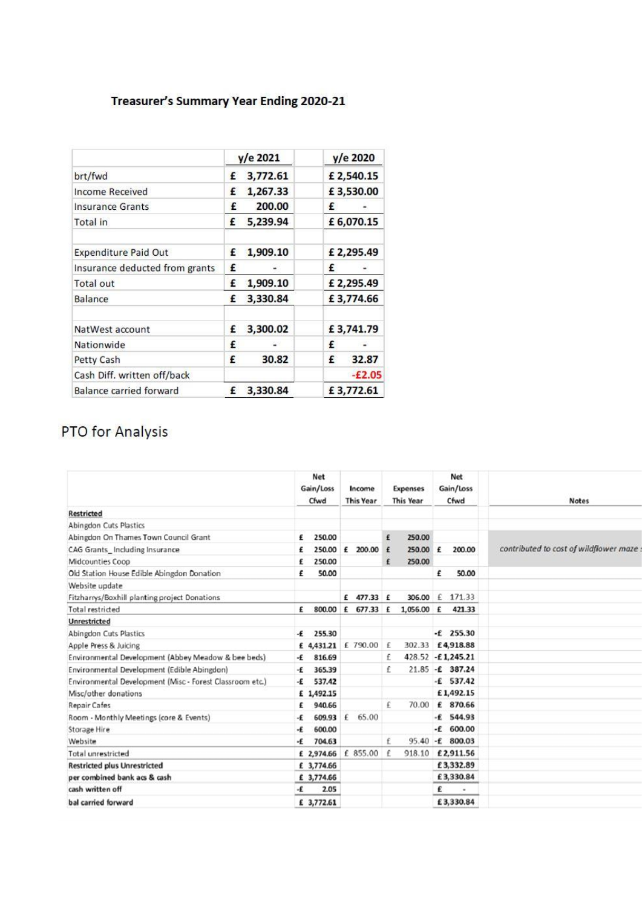### Treasurer's Summary Year Ending 2020-21

| | y/e 2021 | y/e 2020 |
|---|---|---|
| brt/fwd | £ 3,772.61 | £ 2,540.15 |
| Income Received | £ 1,267.33 | £ 3,530.00 |
| Insurance Grants | £ 200.00 | £ - |
| Total in | £ 5,239.94 | £ 6,070.15 |
| | | |
| Expenditure Paid Out | £ 1,909.10 | £ 2,295.49 |
| Insurance deducted from grants | £ - | £ - |
| Total out | £ 1,909.10 | £ 2,295.49 |
| Balance | £ 3,330.84 | £ 3,774.66 |
| | | |
| NatWest account | £ 3,300.02 | £ 3,741.79 |
| Nationwide | £ - | £ - |
| Petty Cash | £ 30.82 | £ 32.87 |
| Cash Diff. written off/back | | -£2.05 |
| Balance carried forward | £ 3,330.84 | £ 3,772.61 |

PTO for Analysis

| | Net Gain/Loss Cfwd | Income This Year | Expenses This Year | Net Gain/Loss Cfwd | Notes |
|---|---|---|---|---|---|
| **Restricted** | | | | | |
| Abingdon Cuts Plastics | | | | | |
| Abingdon On Thames Town Council Grant | £ 250.00 | | £ 250.00 | | |
| CAG Grants_ Including Insurance | £ 250.00 | £ 200.00 | £ 250.00 | £ 200.00 | contributed to cost of wildflower maze |
| Midcounties Coop | £ 250.00 | | £ 250.00 | | |
| Old Station House Edible Abingdon Donation | £ 50.00 | | | £ 50.00 | |
| Website update | | | | | |
| Fitzharrys/Boxhill planting project Donations | | £ 477.33 | £ 306.00 | £ 171.33 | |
| Total restricted | £ 800.00 | £ 677.33 | £ 1,056.00 | £ 421.33 | |
| **Unrestricted** | | | | | |
| Abingdon Cuts Plastics | -£ 255.30 | | | -£ 255.30 | |
| Apple Press & Juicing | £ 4,431.21 | £ 790.00 | £ 302.33 | £ 4,918.88 | |
| Environmental Development (Abbey Meadow & bee beds) | -£ 816.69 | | £ 428.52 | -£ 1,245.21 | |
| Environmental Development (Edible Abingdon) | -£ 365.39 | | £ 21.85 | -£ 387.24 | |
| Environmental Development (Misc - Forest Classroom etc.) | -£ 537.42 | | | -£ 537.42 | |
| Misc/other donations | £ 1,492.15 | | | £ 1,492.15 | |
| Repair Cafes | £ 940.66 | | £ 70.00 | £ 870.66 | |
| Room - Monthly Meetings (core & Events) | -£ 609.93 | £ 65.00 | | -£ 544.93 | |
| Storage Hire | -£ 600.00 | | | -£ 600.00 | |
| Website | -£ 704.63 | | £ 95.40 | -£ 800.03 | |
| Total unrestricted | £ 2,974.66 | £ 855.00 | £ 918.10 | £ 2,911.56 | |
| **Restricted plus Unrestricted** | £ 3,774.66 | | | £ 3,332.89 | |
| **per combined bank acs & cash** | £ 3,774.66 | | | £ 3,330.84 | |
| **cash written off** | -£ 2.05 | | | £ - | |
| **bal carried forward** | £ 3,772.61 | | | £ 3,330.84 | |